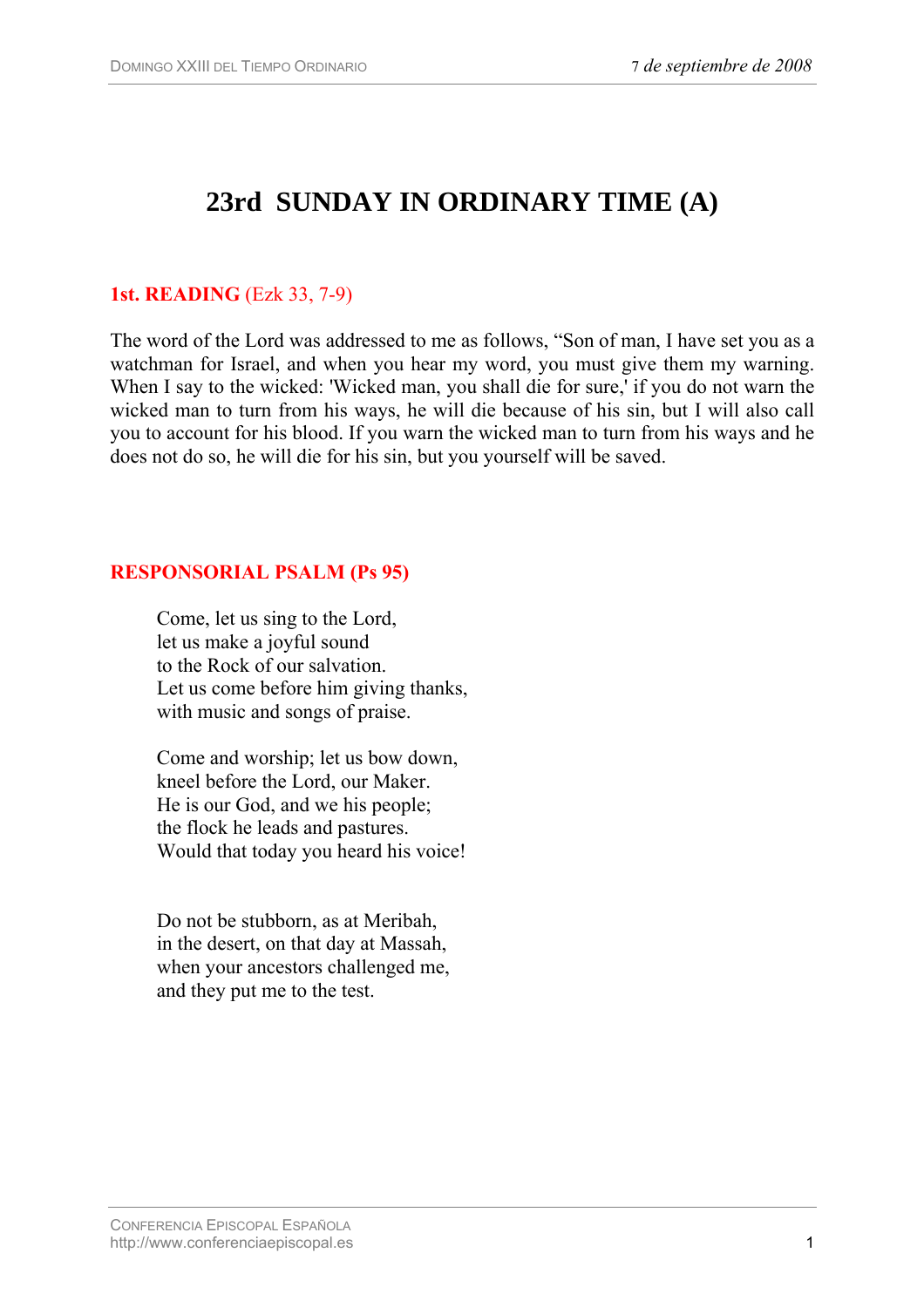# 23rd SUNDAY IN ORDINARY TIME (A)

**1st. READING** (Ezk 33, 7-9)

The word of the Lord was addressed to me as follows, “Son of man, I have set you as a watchman for Israel, and when you hear my word, you must give them my warning. When I say to the wicked: 'Wicked man, you shall die for sure,' if you do not warn the wicked man to turn from his ways, he will die because of his sin, but I will also call you to account for his blood. If you warn the wicked man to turn from his ways and he does not do so, he will die for his sin, but you yourself will be saved.

**RESPONSORIAL PSALM (Ps 95)**

Come, let us sing to the Lord,
let us make a joyful sound
to the Rock of our salvation.
Let us come before him giving thanks,
with music and songs of praise.

Come and worship; let us bow down,
kneel before the Lord, our Maker.
He is our God, and we his people;
the flock he leads and pastures.
Would that today you heard his voice!

Do not be stubborn, as at Meribah,
in the desert, on that day at Massah,
when your ancestors challenged me,
and they put me to the test.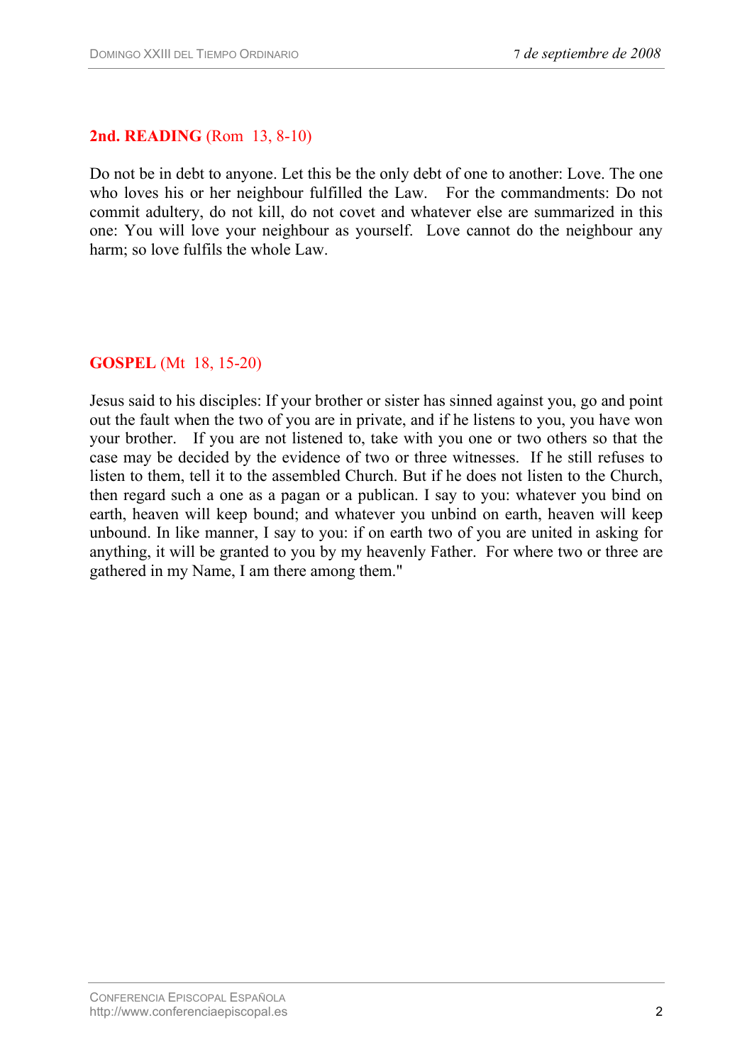**2nd. READING** (Rom 13, 8-10)

Do not be in debt to anyone. Let this be the only debt of one to another: Love. The one who loves his or her neighbour fulfilled the Law. For the commandments: Do not commit adultery, do not kill, do not covet and whatever else are summarized in this one: You will love your neighbour as yourself. Love cannot do the neighbour any harm; so love fulfils the whole Law.

**GOSPEL** (Mt 18, 15-20)

Jesus said to his disciples: If your brother or sister has sinned against you, go and point out the fault when the two of you are in private, and if he listens to you, you have won your brother. If you are not listened to, take with you one or two others so that the case may be decided by the evidence of two or three witnesses. If he still refuses to listen to them, tell it to the assembled Church. But if he does not listen to the Church, then regard such a one as a pagan or a publican. I say to you: whatever you bind on earth, heaven will keep bound; and whatever you unbind on earth, heaven will keep unbound. In like manner, I say to you: if on earth two of you are united in asking for anything, it will be granted to you by my heavenly Father. For where two or three are gathered in my Name, I am there among them."